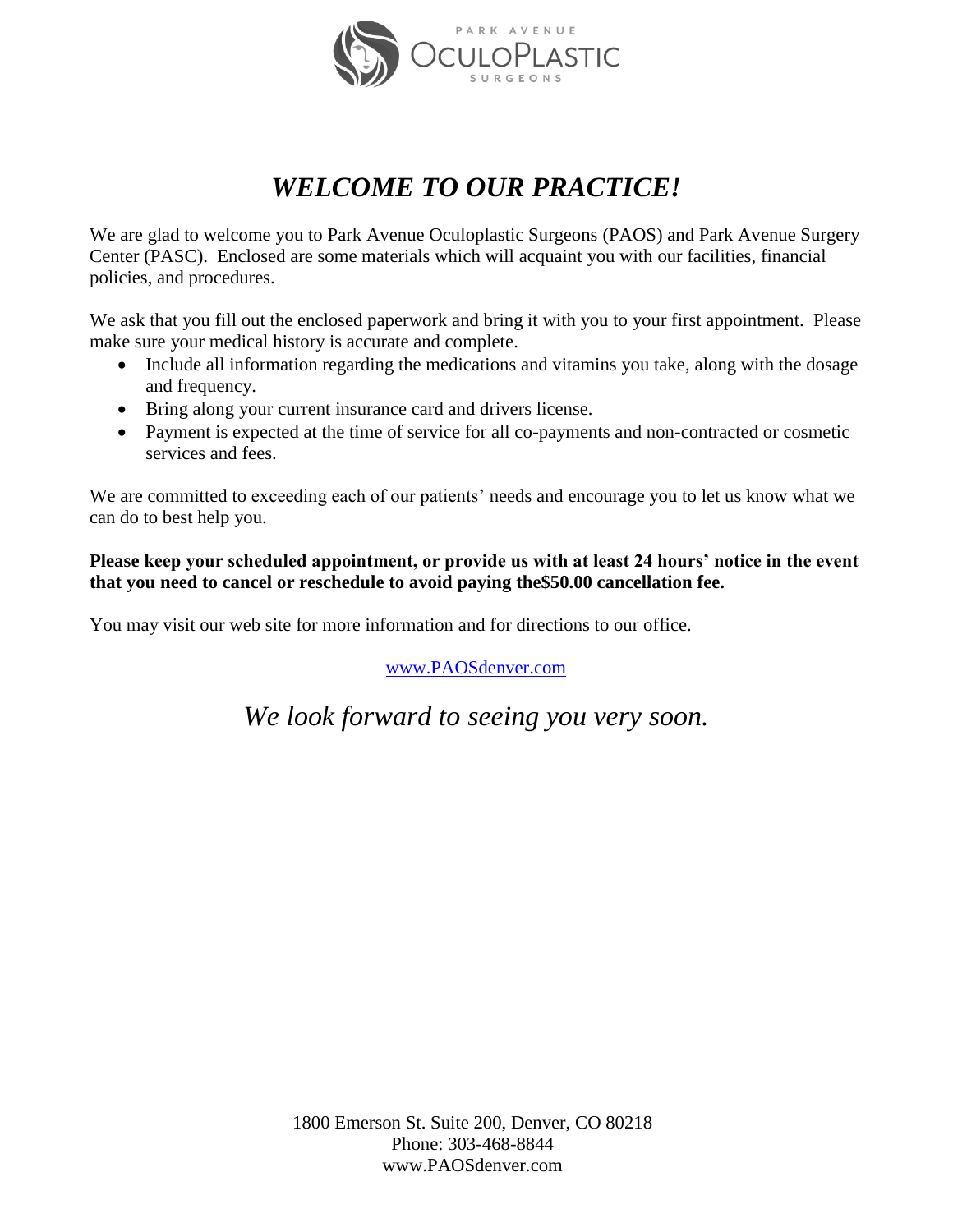PARK AVENUE OCULOPLASTIC SURGEONS

# *WELCOME TO OUR PRACTICE!*

We are glad to welcome you to Park Avenue Oculoplastic Surgeons (PAOS) and Park Avenue Surgery Center (PASC). Enclosed are some materials which will acquaint you with our facilities, financial policies, and procedures.

We ask that you fill out the enclosed paperwork and bring it with you to your first appointment. Please make sure your medical history is accurate and complete.

- Include all information regarding the medications and vitamins you take, along with the dosage and frequency.
- Bring along your current insurance card and drivers license.
- Payment is expected at the time of service for all co-payments and non-contracted or cosmetic services and fees.

We are committed to exceeding each of our patients' needs and encourage you to let us know what we can do to best help you.

**Please keep your scheduled appointment, or provide us with at least 24 hours' notice in the event that you need to cancel or reschedule to avoid paying the$50.00 cancellation fee.**

You may visit our web site for more information and for directions to our office.

www.PAOSdenver.com

*We look forward to seeing you very soon.*

1800 Emerson St. Suite 200, Denver, CO 80218
Phone: 303-468-8844
www.PAOSdenver.com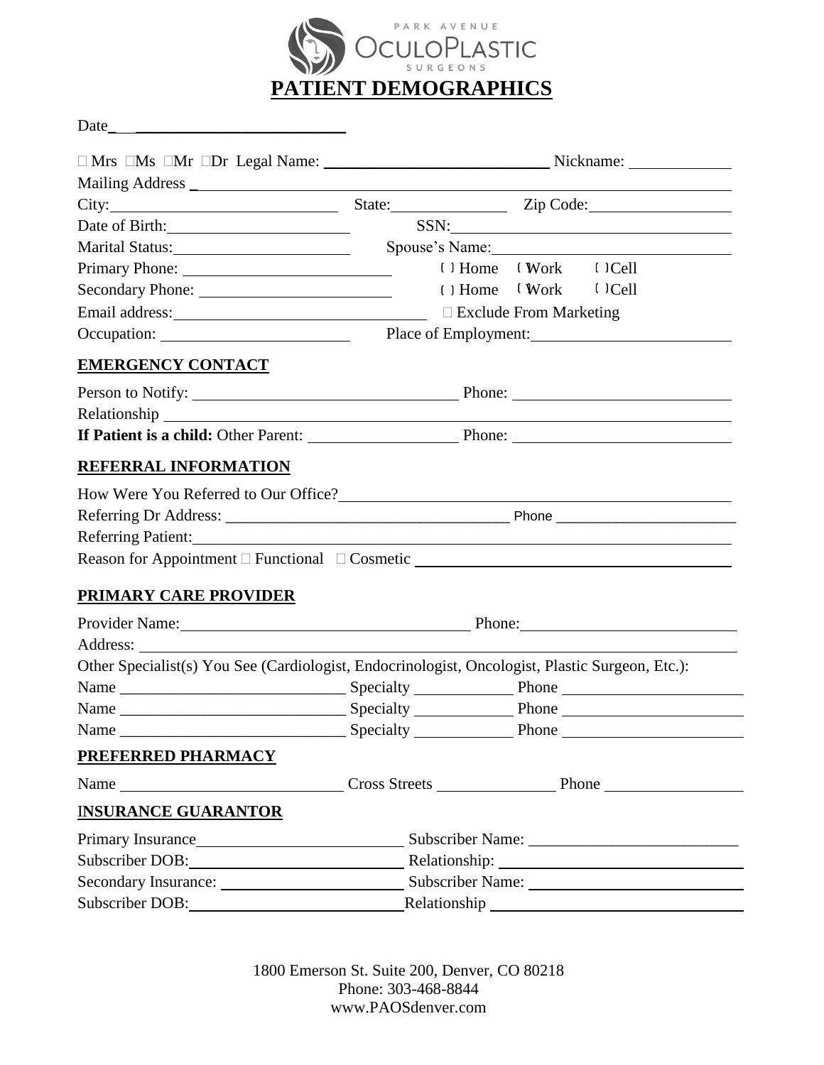PARK AVENUE OCULOPLASTIC SURGEONS

# PATIENT DEMOGRAPHICS

Date_ ___________________________

☐ Mrs ☐Ms ☐Mr ☐Dr Legal Name: ____________________________ Nickname: ____________

Mailing Address _______________________________________________________________

City: ____________________________ State: ______________ Zip Code: __________________

Date of Birth: ______________________ SSN: ________________________________________

Marital Status: ______________________ Spouse's Name: ______________________________

Primary Phone: __________________________ ( ) Home ( )Work ( )Cell

Secondary Phone: ________________________ ( ) Home ( )Work ( )Cell

Email address: ________________________________ ☐ Exclude From Marketing

Occupation: ______________________ Place of Employment: ________________________

## EMERGENCY CONTACT

Person to Notify: _________________________________ Phone: ___________________________

Relationship ______________________________________________________________________

**If Patient is a child:** Other Parent: __________________ Phone: ___________________________

## REFERRAL INFORMATION

How Were You Referred to Our Office? _____________________________________________

Referring Dr Address: ___________________________________ Phone _______________________

Referring Patient: __________________________________________________________________

Reason for Appointment ☐ Functional ☐ Cosmetic _______________________________________

## PRIMARY CARE PROVIDER

Provider Name: ____________________________________ Phone: ___________________________

Address: __________________________________________________________________________

Other Specialist(s) You See (Cardiologist, Endocrinologist, Oncologist, Plastic Surgeon, Etc.):

Name ____________________________ Specialty ____________ Phone ______________________

Name ____________________________ Specialty ____________ Phone ______________________

Name ____________________________ Specialty ____________ Phone ______________________

## PREFERRED PHARMACY

Name ____________________________ Cross Streets _______________ Phone __________________

## INSURANCE GUARANTOR

Primary Insurance __________________________ Subscriber Name: __________________________

Subscriber DOB: ___________________________ Relationship: ______________________________

Secondary Insurance: _______________________ Subscriber Name: __________________________

Subscriber DOB: ___________________________ Relationship _______________________________

1800 Emerson St. Suite 200, Denver, CO 80218
Phone: 303-468-8844
www.PAOSdenver.com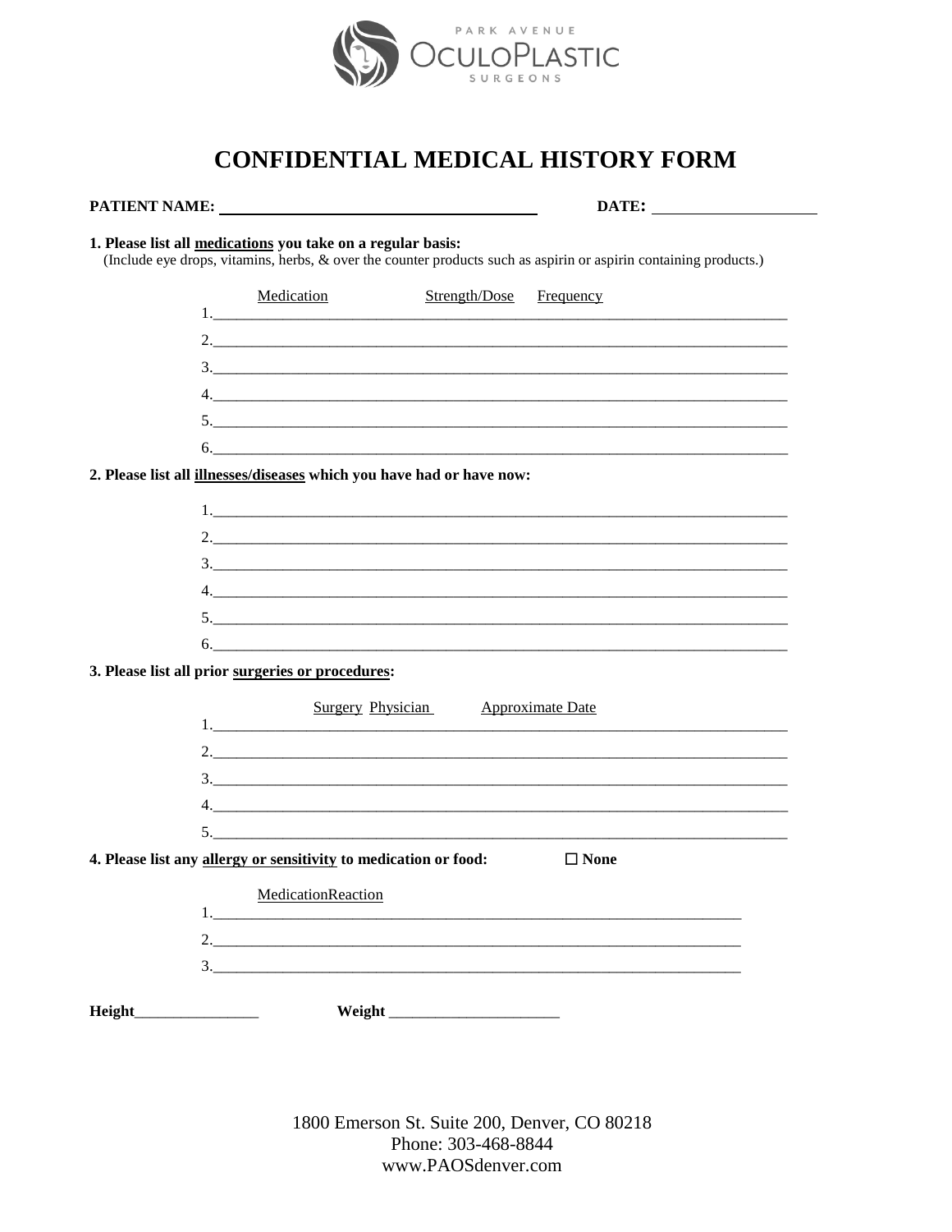PARK AVENUE OCULOPLASTIC SURGEONS

# CONFIDENTIAL MEDICAL HISTORY FORM

**PATIENT NAME:** ______________________________ **DATE:** ____________________

**1. Please list all medications you take on a regular basis:**
(Include eye drops, vitamins, herbs, & over the counter products such as aspirin or aspirin containing products.)

Medication Strength/Dose Frequency

1.____________________________________________________________

2.____________________________________________________________

3.____________________________________________________________

4.____________________________________________________________

5.____________________________________________________________

6.____________________________________________________________

**2. Please list all illnesses/diseases which you have had or have now:**

1.____________________________________________________________

2.____________________________________________________________

3.____________________________________________________________

4.____________________________________________________________

5.____________________________________________________________

6.____________________________________________________________

**3. Please list all prior surgeries or procedures:**

Surgery Physician Approximate Date

1.____________________________________________________________

2.____________________________________________________________

3.____________________________________________________________

4.____________________________________________________________

5.____________________________________________________________

**4. Please list any allergy or sensitivity to medication or food:** ☐ **None**

MedicationReaction

1.____________________________________________________________

2.____________________________________________________________

3.____________________________________________________________

**Height**________________ **Weight** ______________________

1800 Emerson St. Suite 200, Denver, CO 80218
Phone: 303-468-8844
www.PAOSdenver.com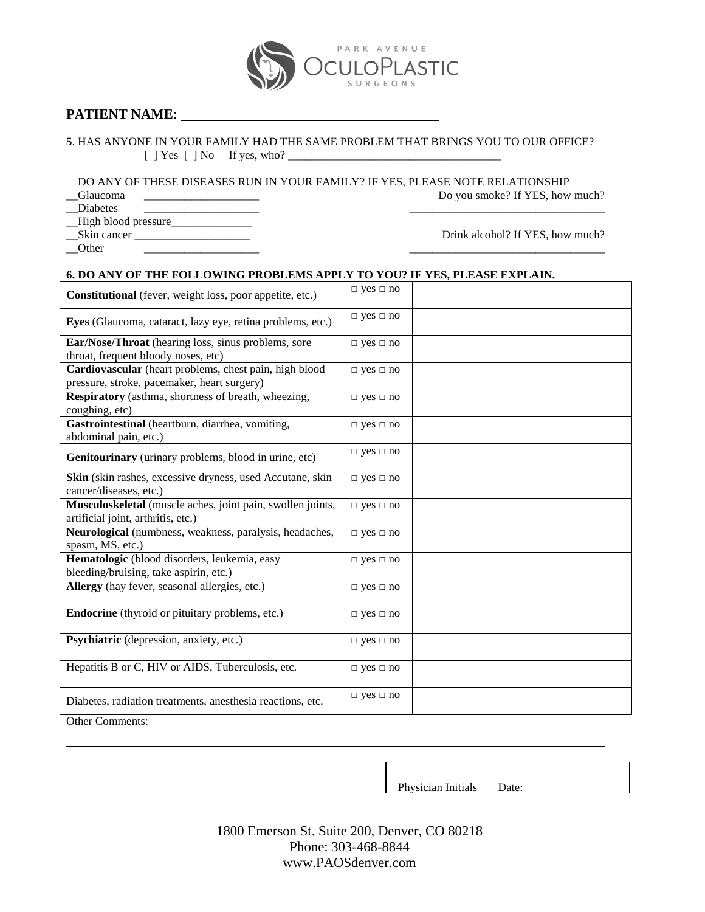PARK AVENUE OCULOPLASTIC SURGEONS

**PATIENT NAME**: ________________________________________

**5**. HAS ANYONE IN YOUR FAMILY HAD THE SAME PROBLEM THAT BRINGS YOU TO OUR OFFICE?
[ ] Yes [ ] No  If yes, who? ____________________________________

DO ANY OF THESE DISEASES RUN IN YOUR FAMILY? IF YES, PLEASE NOTE RELATIONSHIP

__Glaucoma ____________________
__Diabetes ____________________
__High blood pressure______________
__Skin cancer ____________________
__Other ____________________

Do you smoke? If YES, how much?
__________________________________

Drink alcohol? If YES, how much?
__________________________________

**6. DO ANY OF THE FOLLOWING PROBLEMS APPLY TO YOU? IF YES, PLEASE EXPLAIN.**

| | | |
|---|---|---|
| **Constitutional** (fever, weight loss, poor appetite, etc.) | □ yes □ no | |
| **Eyes** (Glaucoma, cataract, lazy eye, retina problems, etc.) | □ yes □ no | |
| **Ear/Nose/Throat** (hearing loss, sinus problems, sore throat, frequent bloody noses, etc) | □ yes □ no | |
| **Cardiovascular** (heart problems, chest pain, high blood pressure, stroke, pacemaker, heart surgery) | □ yes □ no | |
| **Respiratory** (asthma, shortness of breath, wheezing, coughing, etc) | □ yes □ no | |
| **Gastrointestinal** (heartburn, diarrhea, vomiting, abdominal pain, etc.) | □ yes □ no | |
| **Genitourinary** (urinary problems, blood in urine, etc) | □ yes □ no | |
| **Skin** (skin rashes, excessive dryness, used Accutane, skin cancer/diseases, etc.) | □ yes □ no | |
| **Musculoskeletal** (muscle aches, joint pain, swollen joints, artificial joint, arthritis, etc.) | □ yes □ no | |
| **Neurological** (numbness, weakness, paralysis, headaches, spasm, MS, etc.) | □ yes □ no | |
| **Hematologic** (blood disorders, leukemia, easy bleeding/bruising, take aspirin, etc.) | □ yes □ no | |
| **Allergy** (hay fever, seasonal allergies, etc.) | □ yes □ no | |
| **Endocrine** (thyroid or pituitary problems, etc.) | □ yes □ no | |
| **Psychiatric** (depression, anxiety, etc.) | □ yes □ no | |
| Hepatitis B or C, HIV or AIDS, Tuberculosis, etc. | □ yes □ no | |
| Diabetes, radiation treatments, anesthesia reactions, etc. | □ yes □ no | |

Other Comments: ______________________________________________________________

______________________________________________________________________________

Physician Initials   Date:

1800 Emerson St. Suite 200, Denver, CO 80218
Phone: 303-468-8844
www.PAOSdenver.com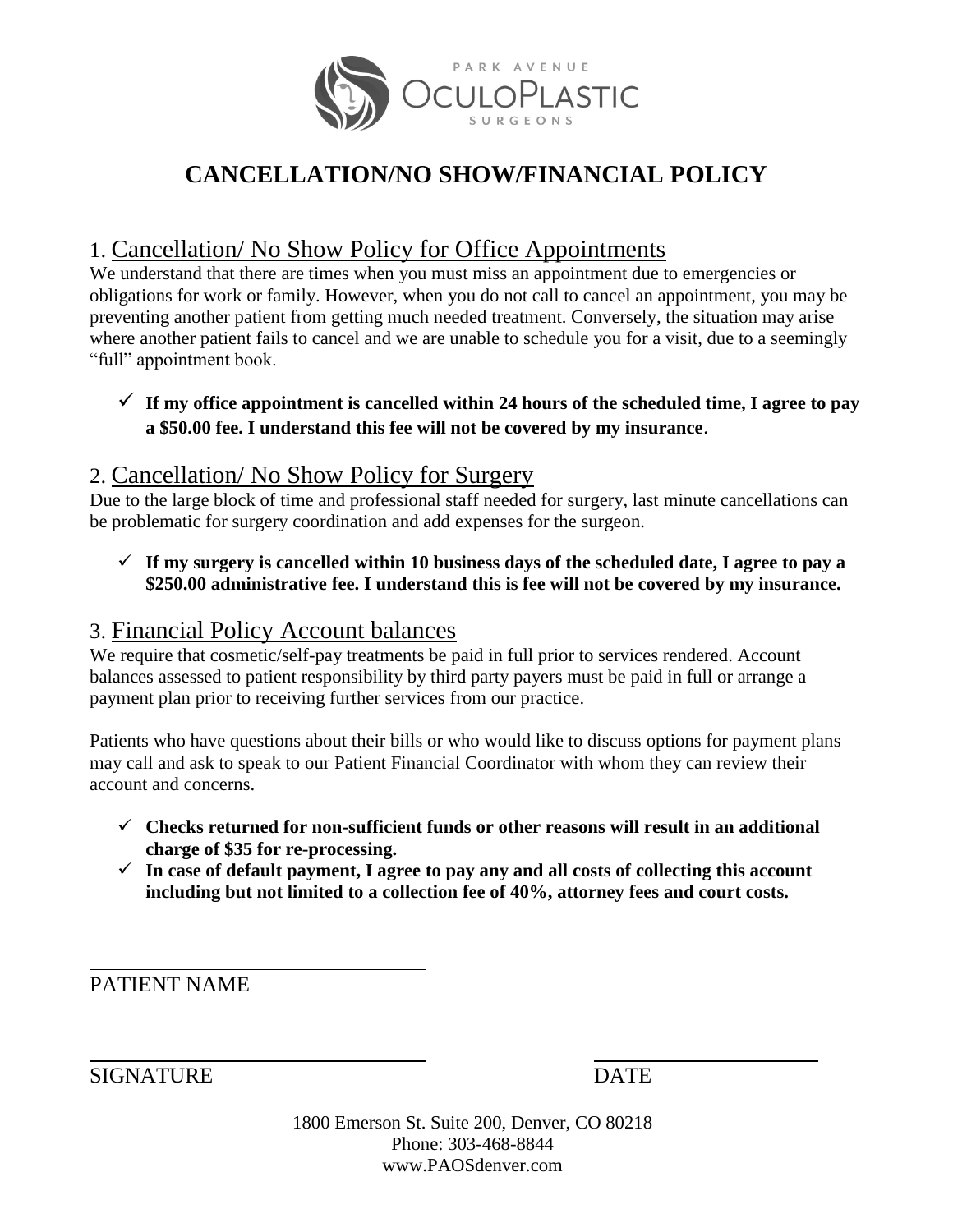PARK AVENUE OCULOPLASTIC SURGEONS

# CANCELLATION/NO SHOW/FINANCIAL POLICY

## 1. Cancellation/ No Show Policy for Office Appointments

We understand that there are times when you must miss an appointment due to emergencies or obligations for work or family. However, when you do not call to cancel an appointment, you may be preventing another patient from getting much needed treatment. Conversely, the situation may arise where another patient fails to cancel and we are unable to schedule you for a visit, due to a seemingly "full" appointment book.

- ✓ **If my office appointment is cancelled within 24 hours of the scheduled time, I agree to pay a $50.00 fee. I understand this fee will not be covered by my insurance**.

## 2. Cancellation/ No Show Policy for Surgery

Due to the large block of time and professional staff needed for surgery, last minute cancellations can be problematic for surgery coordination and add expenses for the surgeon.

- ✓ **If my surgery is cancelled within 10 business days of the scheduled date, I agree to pay a $250.00 administrative fee. I understand this is fee will not be covered by my insurance.**

## 3. Financial Policy Account balances

We require that cosmetic/self-pay treatments be paid in full prior to services rendered. Account balances assessed to patient responsibility by third party payers must be paid in full or arrange a payment plan prior to receiving further services from our practice.

Patients who have questions about their bills or who would like to discuss options for payment plans may call and ask to speak to our Patient Financial Coordinator with whom they can review their account and concerns.

- ✓ **Checks returned for non-sufficient funds or other reasons will result in an additional charge of $35 for re-processing.**
- ✓ **In case of default payment, I agree to pay any and all costs of collecting this account including but not limited to a collection fee of 40%, attorney fees and court costs.**

\_\_\_\_\_\_\_\_\_\_\_\_\_\_\_\_\_\_\_\_\_\_\_\_\_\_\_\_\_\_\_\_\_\_\_\_

PATIENT NAME

\_\_\_\_\_\_\_\_\_\_\_\_\_\_\_\_\_\_\_\_\_\_\_\_\_\_\_\_\_\_\_\_\_\_\_\_ \_\_\_\_\_\_\_\_\_\_\_\_\_\_\_\_\_\_\_\_\_\_\_\_

SIGNATURE DATE

1800 Emerson St. Suite 200, Denver, CO 80218
Phone: 303-468-8844
www.PAOSdenver.com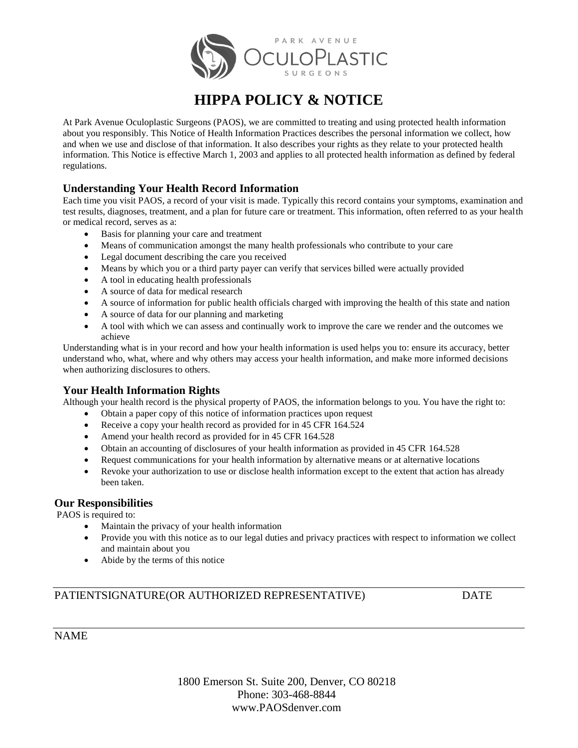PARK AVENUE
OCULOPLASTIC
SURGEONS

# HIPPA POLICY & NOTICE

At Park Avenue Oculoplastic Surgeons (PAOS), we are committed to treating and using protected health information about you responsibly. This Notice of Health Information Practices describes the personal information we collect, how and when we use and disclose of that information. It also describes your rights as they relate to your protected health information. This Notice is effective March 1, 2003 and applies to all protected health information as defined by federal regulations.

## Understanding Your Health Record Information

Each time you visit PAOS, a record of your visit is made. Typically this record contains your symptoms, examination and test results, diagnoses, treatment, and a plan for future care or treatment. This information, often referred to as your health or medical record, serves as a:

- Basis for planning your care and treatment
- Means of communication amongst the many health professionals who contribute to your care
- Legal document describing the care you received
- Means by which you or a third party payer can verify that services billed were actually provided
- A tool in educating health professionals
- A source of data for medical research
- A source of information for public health officials charged with improving the health of this state and nation
- A source of data for our planning and marketing
- A tool with which we can assess and continually work to improve the care we render and the outcomes we achieve

Understanding what is in your record and how your health information is used helps you to: ensure its accuracy, better understand who, what, where and why others may access your health information, and make more informed decisions when authorizing disclosures to others.

## Your Health Information Rights

Although your health record is the physical property of PAOS, the information belongs to you. You have the right to:

- Obtain a paper copy of this notice of information practices upon request
- Receive a copy your health record as provided for in 45 CFR 164.524
- Amend your health record as provided for in 45 CFR 164.528
- Obtain an accounting of disclosures of your health information as provided in 45 CFR 164.528
- Request communications for your health information by alternative means or at alternative locations
- Revoke your authorization to use or disclose health information except to the extent that action has already been taken.

## Our Responsibilities

PAOS is required to:

- Maintain the privacy of your health information
- Provide you with this notice as to our legal duties and privacy practices with respect to information we collect and maintain about you
- Abide by the terms of this notice

PATIENTSIGNATURE(OR AUTHORIZED REPRESENTATIVE) DATE

NAME

1800 Emerson St. Suite 200, Denver, CO 80218
Phone: 303-468-8844
www.PAOSdenver.com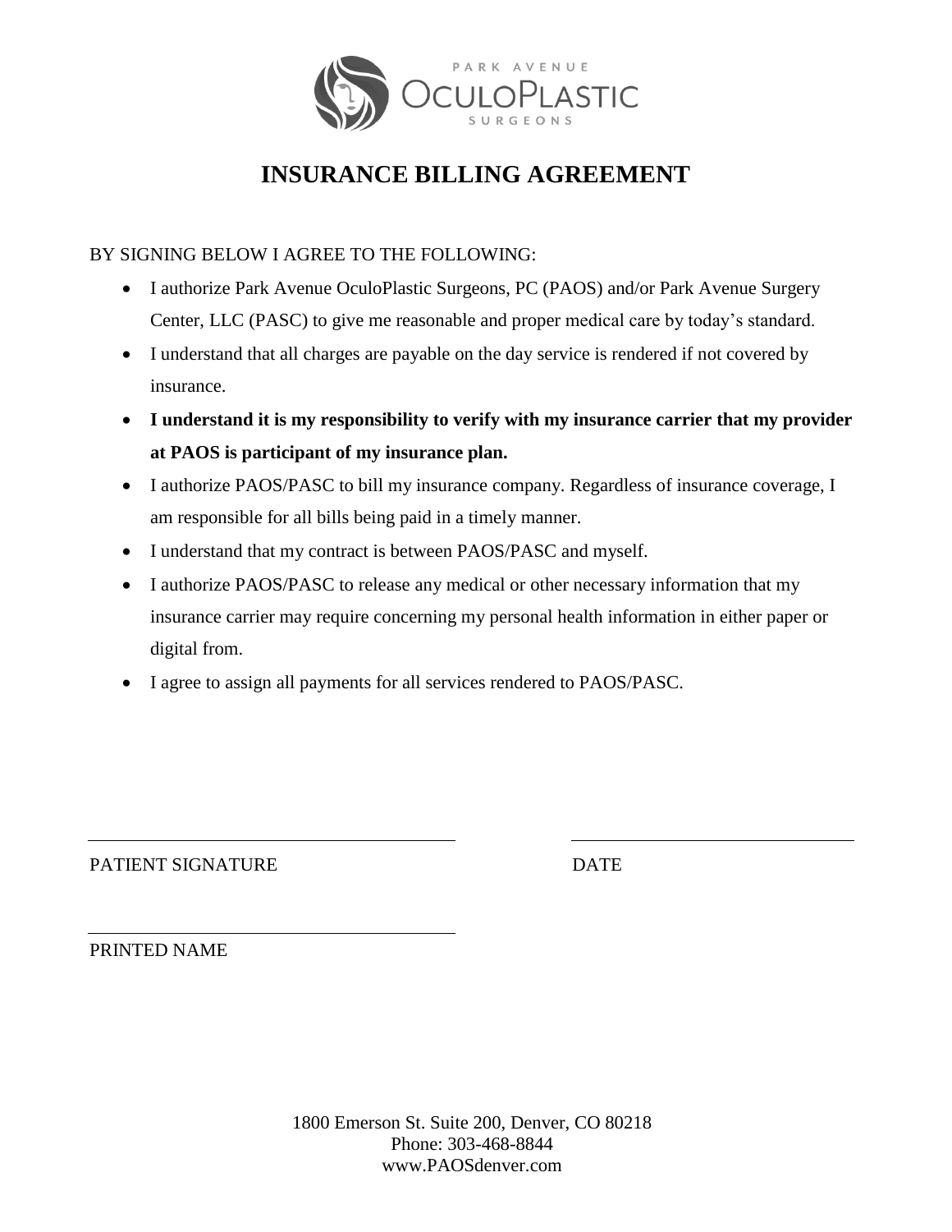PARK AVENUE OCULOPLASTIC SURGEONS

# INSURANCE BILLING AGREEMENT

BY SIGNING BELOW I AGREE TO THE FOLLOWING:

- I authorize Park Avenue OculoPlastic Surgeons, PC (PAOS) and/or Park Avenue Surgery Center, LLC (PASC) to give me reasonable and proper medical care by today's standard.
- I understand that all charges are payable on the day service is rendered if not covered by insurance.
- **I understand it is my responsibility to verify with my insurance carrier that my provider at PAOS is participant of my insurance plan.**
- I authorize PAOS/PASC to bill my insurance company. Regardless of insurance coverage, I am responsible for all bills being paid in a timely manner.
- I understand that my contract is between PAOS/PASC and myself.
- I authorize PAOS/PASC to release any medical or other necessary information that my insurance carrier may require concerning my personal health information in either paper or digital from.
- I agree to assign all payments for all services rendered to PAOS/PASC.

PATIENT SIGNATURE ______________________ DATE ______________

PRINTED NAME ______________________

1800 Emerson St. Suite 200, Denver, CO 80218
Phone: 303-468-8844
www.PAOSdenver.com